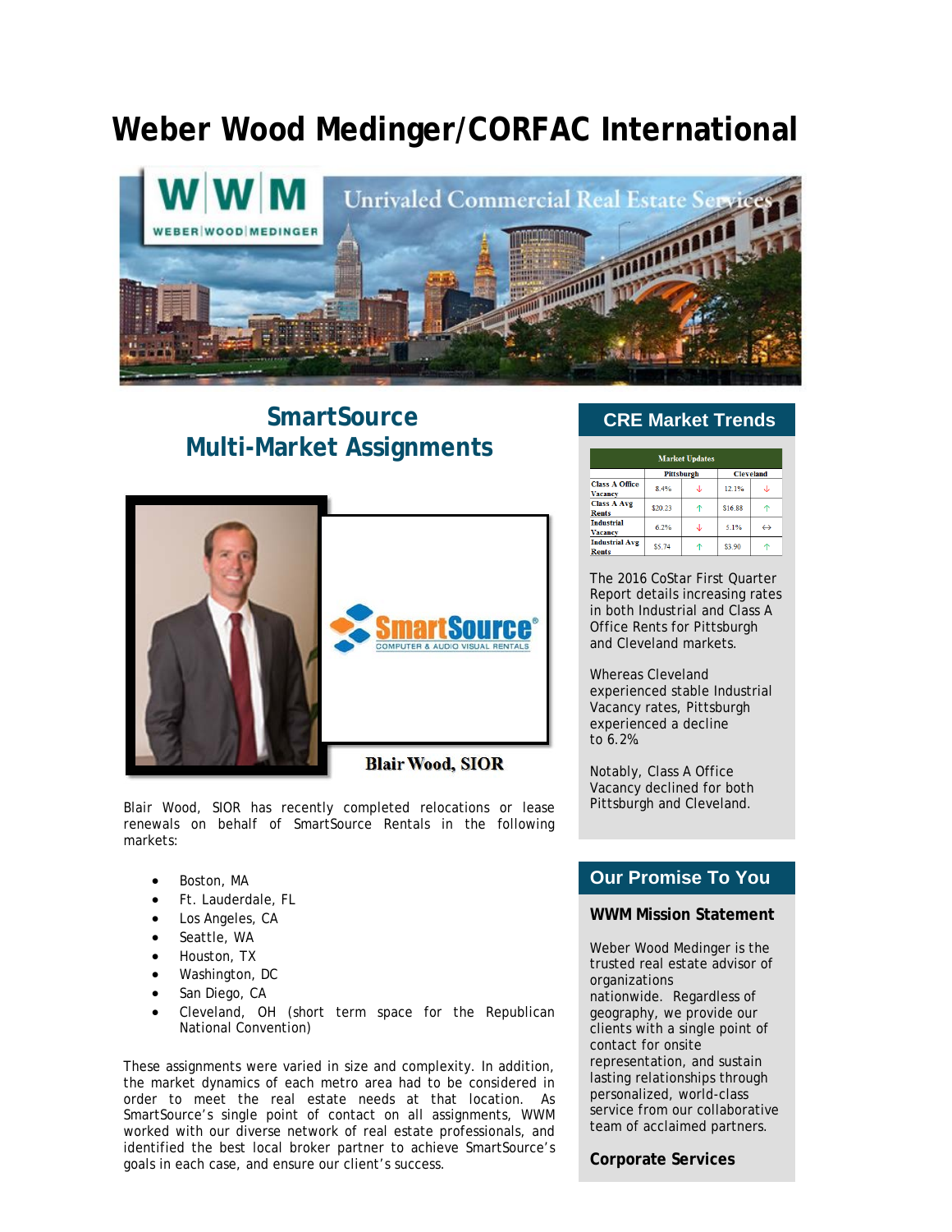# Weber Wood Medinger/CORFAC International

## SmartSource
## Multi-Market Assignments

Blair Wood, SIOR

Blair Wood, SIOR has recently completed relocations or lease renewals on behalf of SmartSource Rentals in the following markets:

- Boston, MA
- Ft. Lauderdale, FL
- Los Angeles, CA
- Seattle, WA
- Houston, TX
- Washington, DC
- San Diego, CA
- Cleveland, OH (short term space for the Republican National Convention)

These assignments were varied in size and complexity. In addition, the market dynamics of each metro area had to be considered in order to meet the real estate needs at that location. As SmartSource's single point of contact on all assignments, WWM worked with our diverse network of real estate professionals, and identified the best local broker partner to achieve SmartSource's goals in each case, and ensure our client's success.

## CRE Market Trends

| Market Updates | Pittsburgh | | Cleveland | |
|---|---|---|---|---|
| Class A Office Vacancy | 8.4% | ↓ | 12.1% | ↓ |
| Class A Avg Rents | $20.23 | ↑ | $16.88 | ↑ |
| Industrial Vacancy | 6.2% | ↓ | 5.1% | ↔ |
| Industrial Avg Rents | $5.74 | ↑ | $3.90 | ↑ |

The 2016 CoStar First Quarter Report details increasing rates in both Industrial and Class A Office Rents for Pittsburgh and Cleveland markets.

Whereas Cleveland experienced stable Industrial Vacancy rates, Pittsburgh experienced a decline to 6.2%

Notably, Class A Office Vacancy declined for both Pittsburgh and Cleveland.

## Our Promise To You

### WWM Mission Statement

Weber Wood Medinger is the trusted real estate advisor of organizations nationwide. Regardless of geography, we provide our clients with a single point of contact for onsite representation, and sustain lasting relationships through personalized, world-class service from our collaborative team of acclaimed partners.

### Corporate Services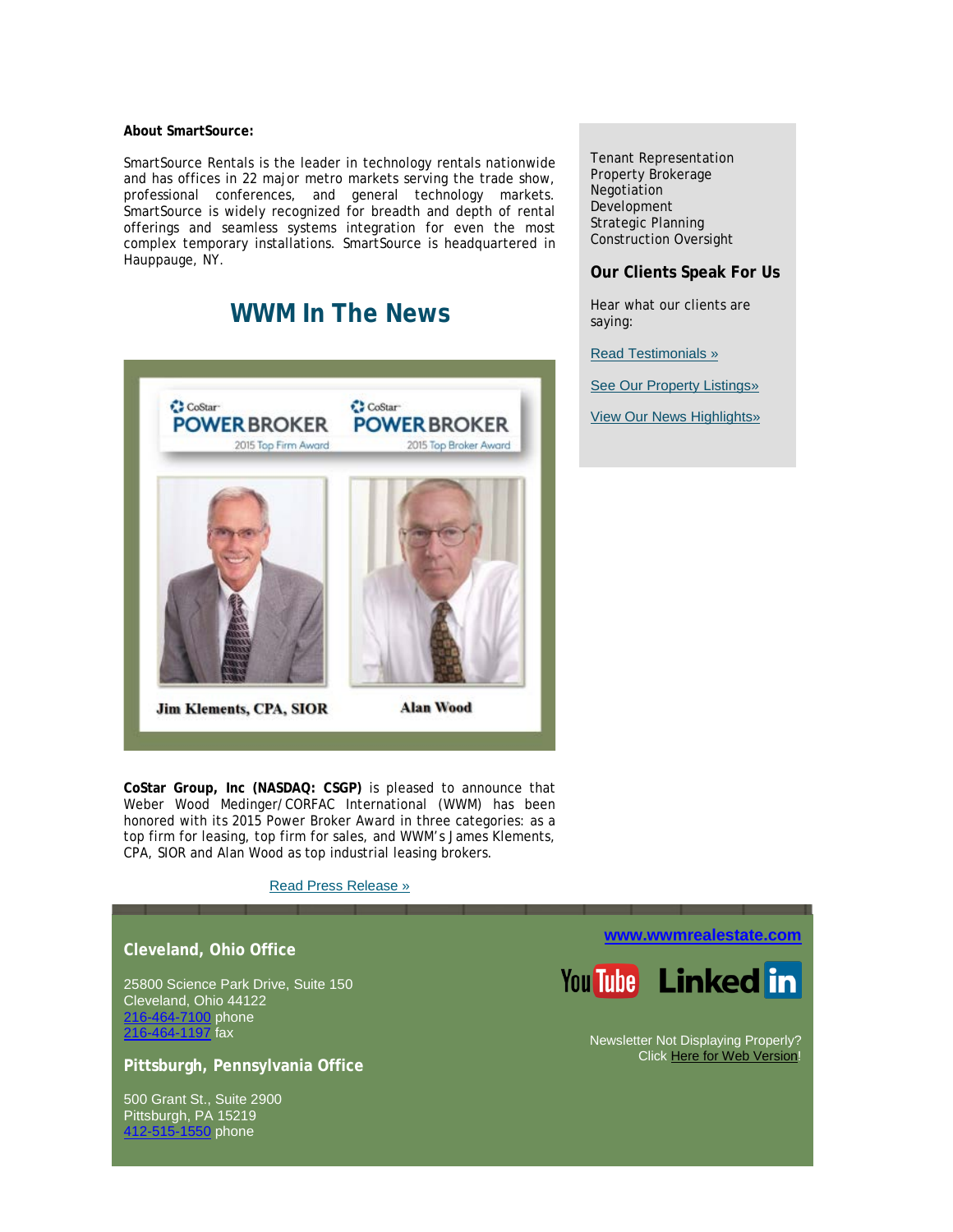**About SmartSource:**

SmartSource Rentals is the leader in technology rentals nationwide and has offices in 22 major metro markets serving the trade show, professional conferences, and general technology markets. SmartSource is widely recognized for breadth and depth of rental offerings and seamless systems integration for even the most complex temporary installations. SmartSource is headquartered in Hauppauge, NY.

## WWM In The News

CoStar POWERBROKER 2015 Top Firm Award

CoStar POWERBROKER 2015 Top Broker Award

Jim Klements, CPA, SIOR

Alan Wood

**CoStar Group, Inc (NASDAQ: CSGP)** is pleased to announce that Weber Wood Medinger/CORFAC International (WWM) has been honored with its 2015 Power Broker Award in three categories: as a top firm for leasing, top firm for sales, and WWM's James Klements, CPA, SIOR and Alan Wood as top industrial leasing brokers.

[Read Press Release »]

Tenant Representation
Property Brokerage
Negotiation
Development
Strategic Planning
Construction Oversight

### Our Clients Speak For Us

Hear what our clients are saying:

[Read Testimonials »]

[See Our Property Listings»]

[View Our News Highlights»]

### Cleveland, Ohio Office

25800 Science Park Drive, Suite 150
Cleveland, Ohio 44122
216-464-7100 phone
216-464-1197 fax

### Pittsburgh, Pennsylvania Office

500 Grant St., Suite 2900
Pittsburgh, PA 15219
412-515-1550 phone

**www.wwmrealestate.com**

YouTube LinkedIn

Newsletter Not Displaying Properly?
Click Here for Web Version!